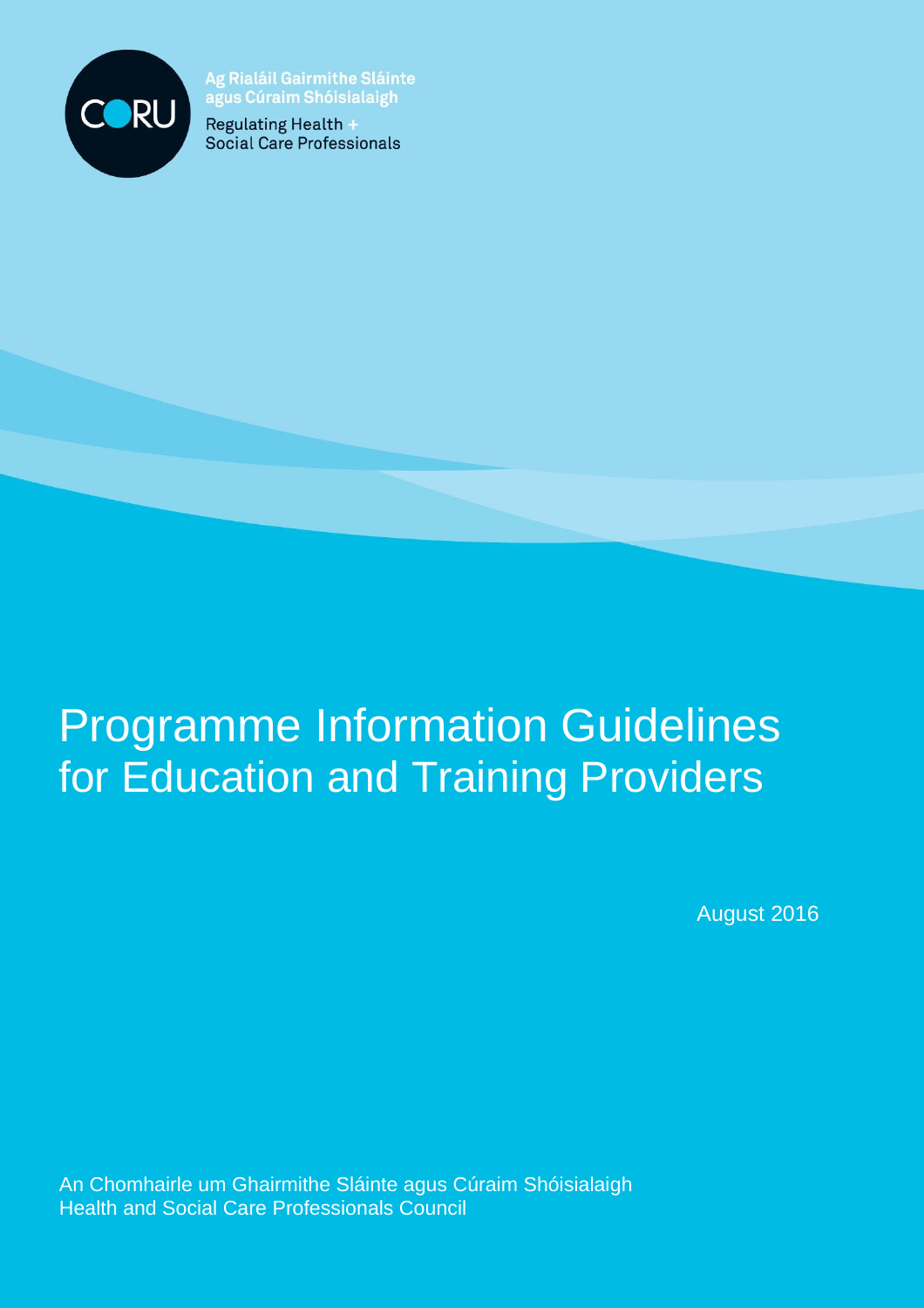CORU

Ag Rialáil Gairmithe Sláinte agus Cúraim Shóisialaigh

Regulating Health + Social Care Professionals

# Programme Information Guidelines for Education and Training Providers

August 2016

An Chomhairle um Ghairmithe Sláinte agus Cúraim Shóisialaigh
Health and Social Care Professionals Council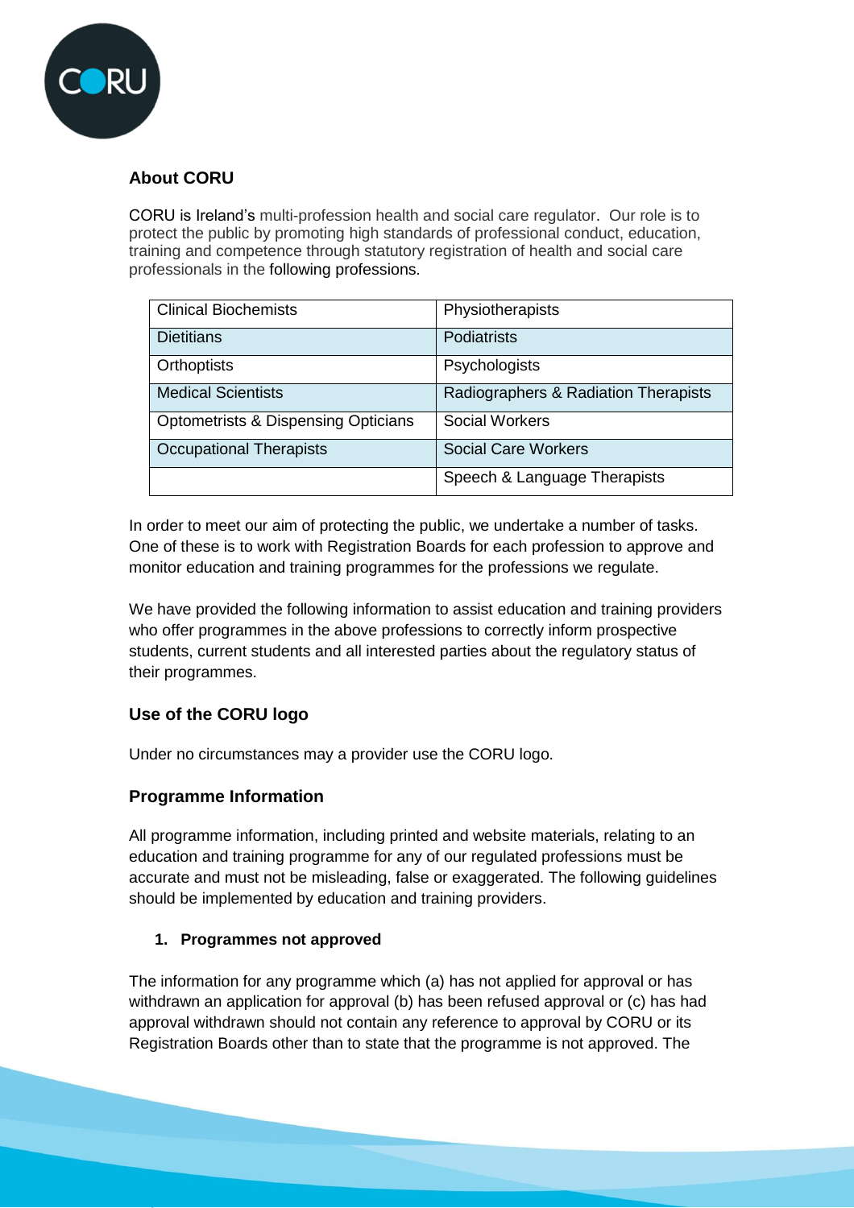## About CORU

CORU is Ireland's multi-profession health and social care regulator. Our role is to protect the public by promoting high standards of professional conduct, education, training and competence through statutory registration of health and social care professionals in the following professions.

| Clinical Biochemists | Physiotherapists |
|---|---|
| Dietitians | Podiatrists |
| Orthoptists | Psychologists |
| Medical Scientists | Radiographers & Radiation Therapists |
| Optometrists & Dispensing Opticians | Social Workers |
| Occupational Therapists | Social Care Workers |
| | Speech & Language Therapists |

In order to meet our aim of protecting the public, we undertake a number of tasks. One of these is to work with Registration Boards for each profession to approve and monitor education and training programmes for the professions we regulate.

We have provided the following information to assist education and training providers who offer programmes in the above professions to correctly inform prospective students, current students and all interested parties about the regulatory status of their programmes.

### Use of the CORU logo

Under no circumstances may a provider use the CORU logo.

### Programme Information

All programme information, including printed and website materials, relating to an education and training programme for any of our regulated professions must be accurate and must not be misleading, false or exaggerated. The following guidelines should be implemented by education and training providers.

**1. Programmes not approved**

The information for any programme which (a) has not applied for approval or has withdrawn an application for approval (b) has been refused approval or (c) has had approval withdrawn should not contain any reference to approval by CORU or its Registration Boards other than to state that the programme is not approved. The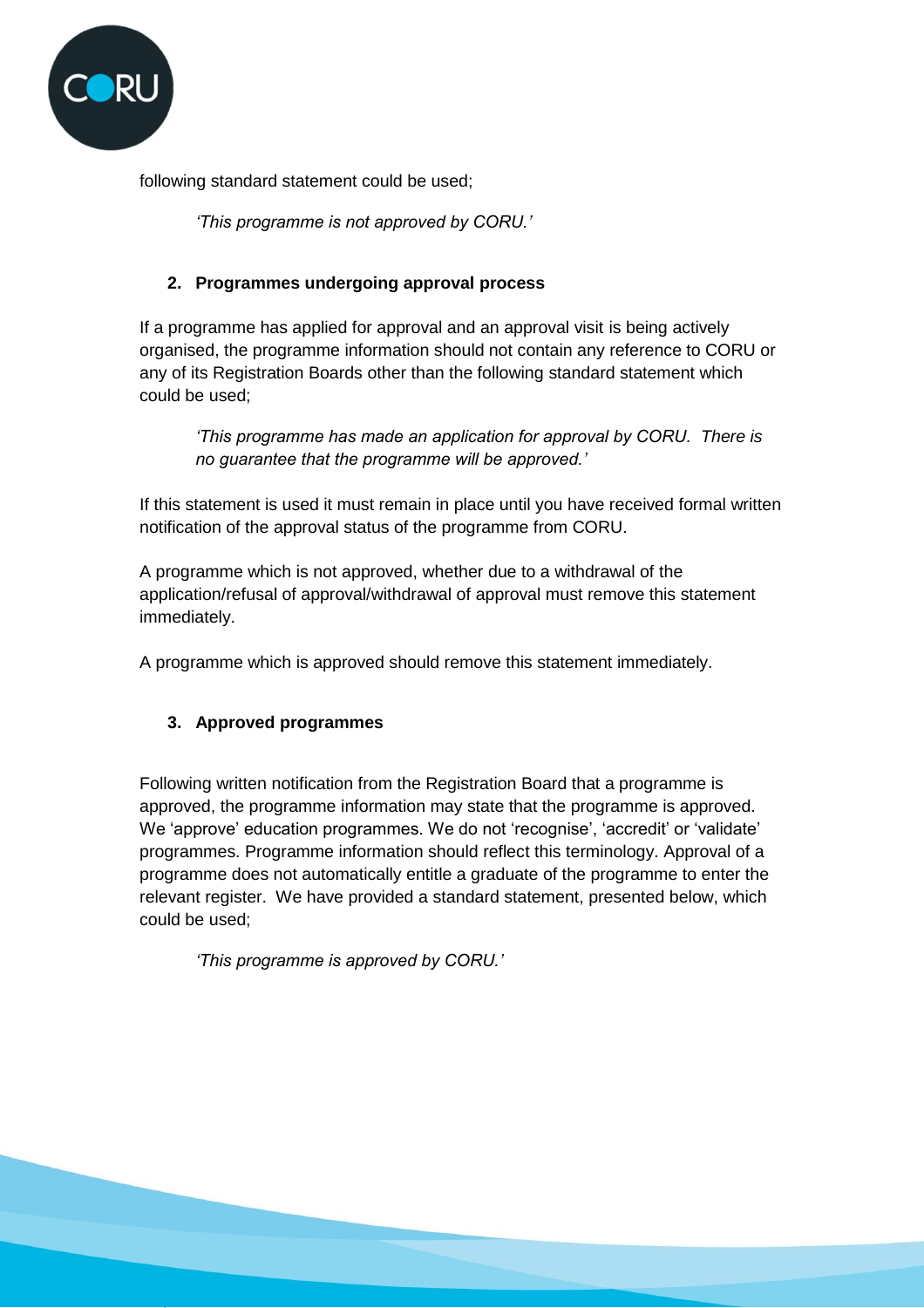following standard statement could be used;

> *'This programme is not approved by CORU.'*

## 2. Programmes undergoing approval process

If a programme has applied for approval and an approval visit is being actively organised, the programme information should not contain any reference to CORU or any of its Registration Boards other than the following standard statement which could be used;

> *'This programme has made an application for approval by CORU. There is no guarantee that the programme will be approved.'*

If this statement is used it must remain in place until you have received formal written notification of the approval status of the programme from CORU.

A programme which is not approved, whether due to a withdrawal of the application/refusal of approval/withdrawal of approval must remove this statement immediately.

A programme which is approved should remove this statement immediately.

## 3. Approved programmes

Following written notification from the Registration Board that a programme is approved, the programme information may state that the programme is approved. We 'approve' education programmes. We do not 'recognise', 'accredit' or 'validate' programmes. Programme information should reflect this terminology. Approval of a programme does not automatically entitle a graduate of the programme to enter the relevant register. We have provided a standard statement, presented below, which could be used;

> *'This programme is approved by CORU.'*